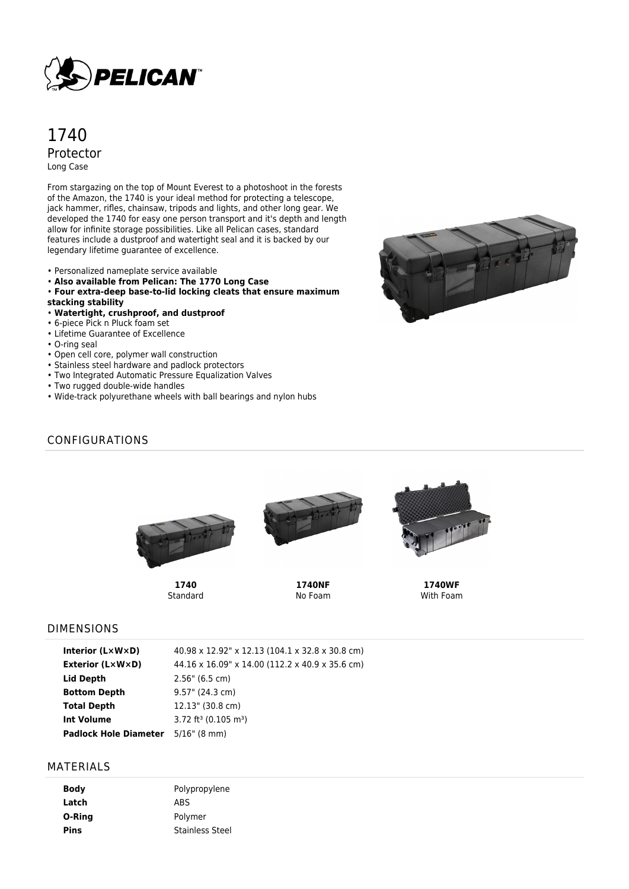# 1740

## Protector

Long Case

From stargazing on the top of Mount Everest to a photoshoot in the forests of the Amazon, the 1740 is your ideal method for protecting a telescope, jack hammer, rifles, chainsaw, tripods and lights, and other long gear. We developed the 1740 for easy one person transport and it's depth and length allow for infinite storage possibilities. Like all Pelican cases, standard features include a dustproof and watertight seal and it is backed by our legendary lifetime guarantee of excellence.

- Personalized nameplate service available
- **Also available from Pelican: The 1770 Long Case**
- **Four extra-deep base-to-lid locking cleats that ensure maximum stacking stability**
- **Watertight, crushproof, and dustproof**
- 6-piece Pick n Pluck foam set
- Lifetime Guarantee of Excellence
- O-ring seal
- Open cell core, polymer wall construction
- Stainless steel hardware and padlock protectors
- Two Integrated Automatic Pressure Equalization Valves
- Two rugged double-wide handles
- Wide-track polyurethane wheels with ball bearings and nylon hubs

## CONFIGURATIONS

**1740**
Standard

**1740NF**
No Foam

**1740WF**
With Foam

## DIMENSIONS

| | |
|---|---|
| **Interior (L×W×D)** | 40.98 x 12.92" x 12.13 (104.1 x 32.8 x 30.8 cm) |
| **Exterior (L×W×D)** | 44.16 x 16.09" x 14.00 (112.2 x 40.9 x 35.6 cm) |
| **Lid Depth** | 2.56" (6.5 cm) |
| **Bottom Depth** | 9.57" (24.3 cm) |
| **Total Depth** | 12.13" (30.8 cm) |
| **Int Volume** | 3.72 $ft^3$ (0.105 $m^3$) |
| **Padlock Hole Diameter** | 5/16" (8 mm) |

## MATERIALS

| | |
|---|---|
| **Body** | Polypropylene |
| **Latch** | ABS |
| **O-Ring** | Polymer |
| **Pins** | Stainless Steel |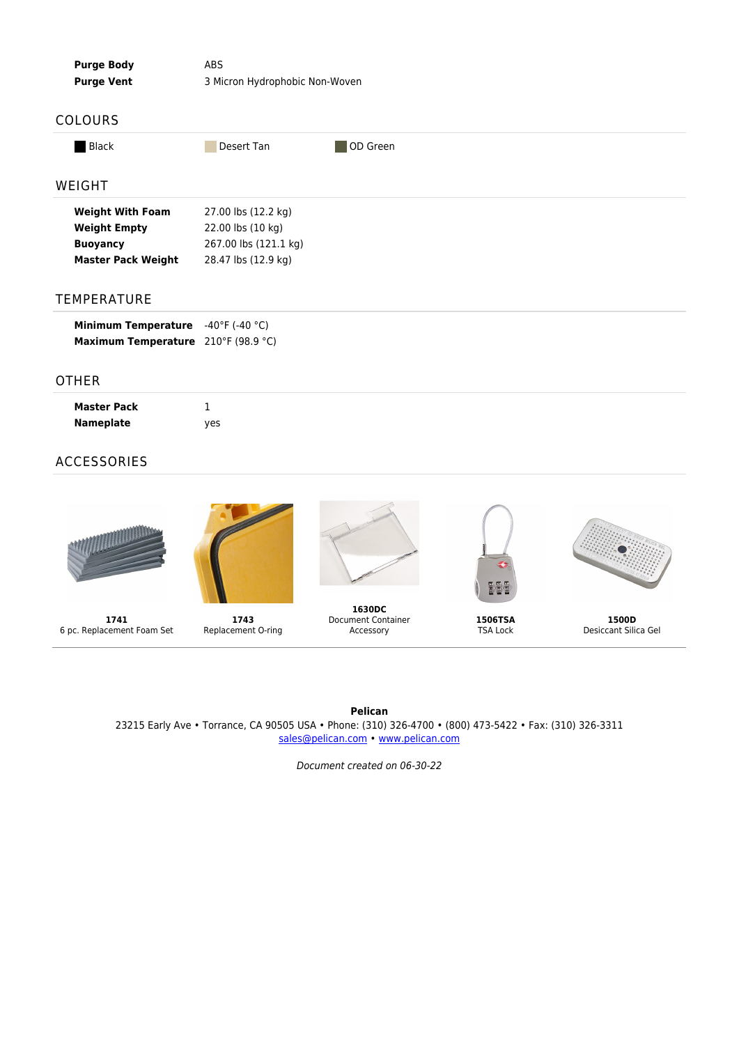| | |
|---|---|
| **Purge Body** | ABS |
| **Purge Vent** | 3 Micron Hydrophobic Non-Woven |

## COLOURS

Black    Desert Tan    OD Green

## WEIGHT

| | |
|---|---|
| **Weight With Foam** | 27.00 lbs (12.2 kg) |
| **Weight Empty** | 22.00 lbs (10 kg) |
| **Buoyancy** | 267.00 lbs (121.1 kg) |
| **Master Pack Weight** | 28.47 lbs (12.9 kg) |

## TEMPERATURE

| | |
|---|---|
| **Minimum Temperature** | -40°F (-40 °C) |
| **Maximum Temperature** | 210°F (98.9 °C) |

## OTHER

| | |
|---|---|
| **Master Pack** | 1 |
| **Nameplate** | yes |

## ACCESSORIES

**1741**
6 pc. Replacement Foam Set

**1743**
Replacement O-ring

**1630DC**
Document Container Accessory

**1506TSA**
TSA Lock

**1500D**
Desiccant Silica Gel

**Pelican**
23215 Early Ave • Torrance, CA 90505 USA • Phone: (310) 326-4700 • (800) 473-5422 • Fax: (310) 326-3311
sales@pelican.com • www.pelican.com

*Document created on 06-30-22*